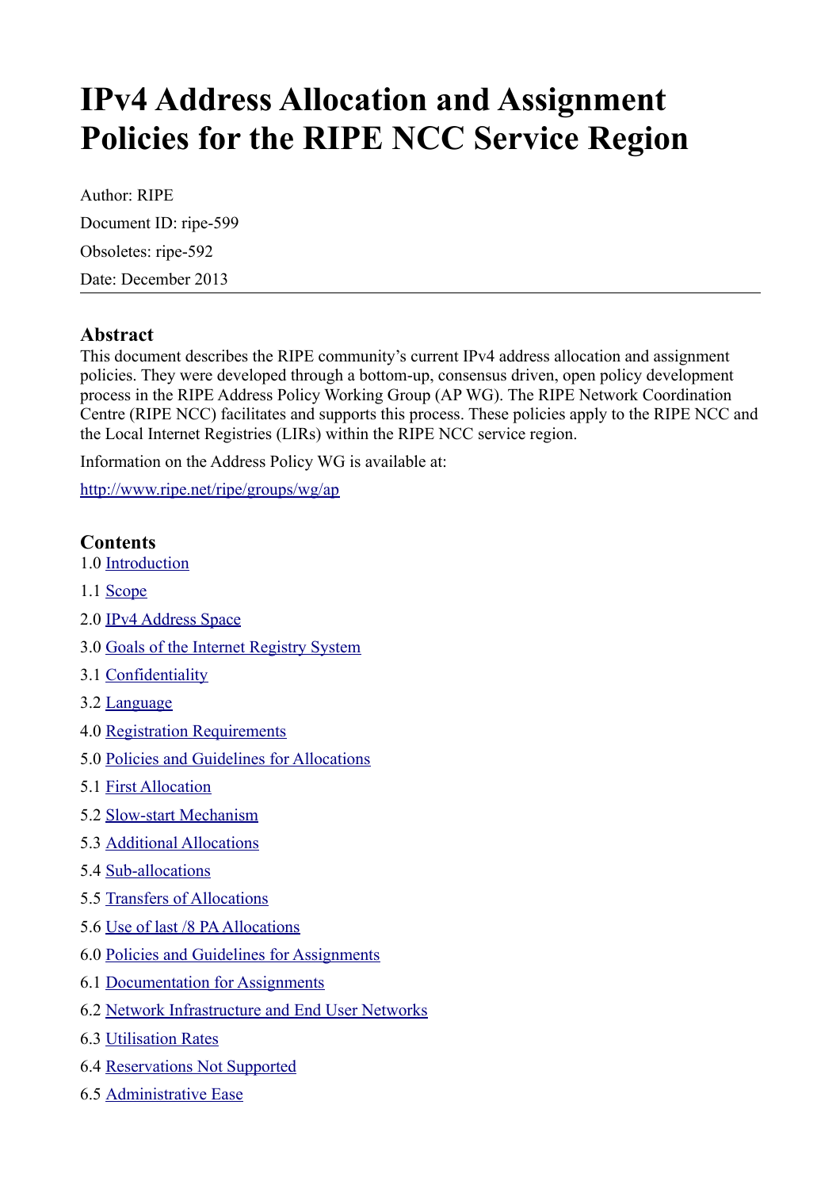# IPv4 Address Allocation and Assignment Policies for the RIPE NCC Service Region

Author: RIPE

Document ID: ripe-599

Obsoletes: ripe-592

Date: December 2013

---

### Abstract

This document describes the RIPE community's current IPv4 address allocation and assignment policies. They were developed through a bottom-up, consensus driven, open policy development process in the RIPE Address Policy Working Group (AP WG). The RIPE Network Coordination Centre (RIPE NCC) facilitates and supports this process. These policies apply to the RIPE NCC and the Local Internet Registries (LIRs) within the RIPE NCC service region.

Information on the Address Policy WG is available at:

http://www.ripe.net/ripe/groups/wg/ap

### Contents

1.0 Introduction

1.1 Scope

2.0 IPv4 Address Space

3.0 Goals of the Internet Registry System

3.1 Confidentiality

3.2 Language

4.0 Registration Requirements

5.0 Policies and Guidelines for Allocations

5.1 First Allocation

5.2 Slow-start Mechanism

5.3 Additional Allocations

5.4 Sub-allocations

5.5 Transfers of Allocations

5.6 Use of last /8 PA Allocations

6.0 Policies and Guidelines for Assignments

6.1 Documentation for Assignments

6.2 Network Infrastructure and End User Networks

6.3 Utilisation Rates

6.4 Reservations Not Supported

6.5 Administrative Ease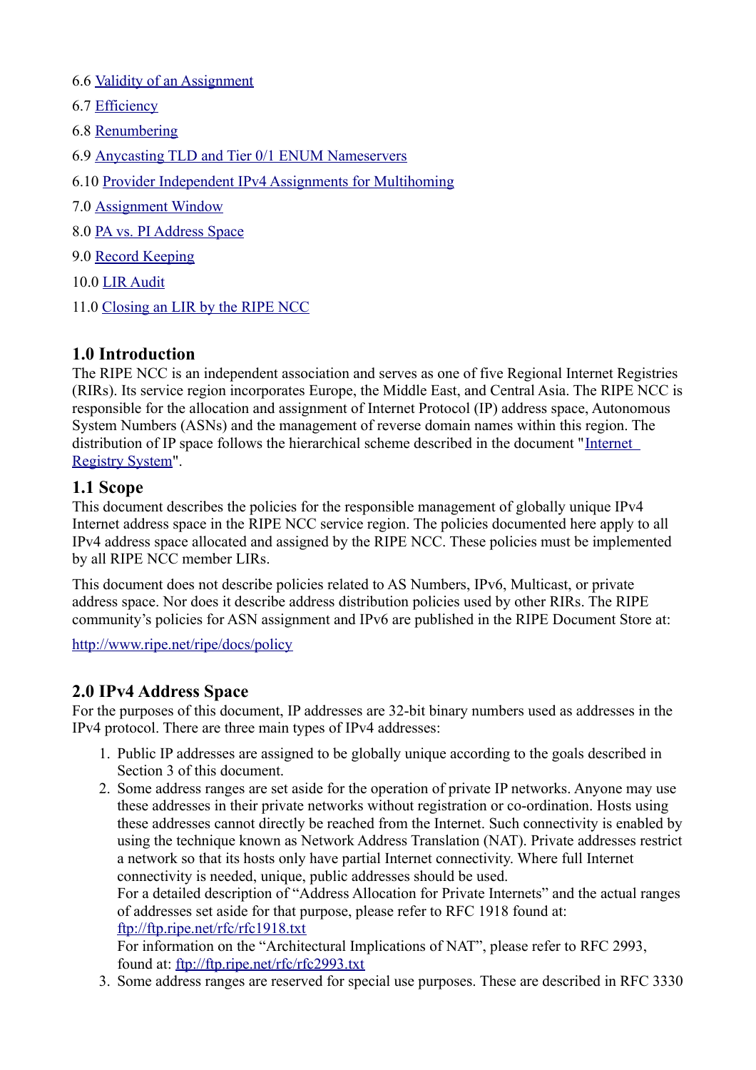6.6 [Validity of an Assignment](#)

6.7 [Efficiency](#)

6.8 [Renumbering](#)

6.9 [Anycasting TLD and Tier 0/1 ENUM Nameservers](#)

6.10 [Provider Independent IPv4 Assignments for Multihoming](#)

7.0 [Assignment Window](#)

8.0 [PA vs. PI Address Space](#)

9.0 [Record Keeping](#)

10.0 [LIR Audit](#)

11.0 [Closing an LIR by the RIPE NCC](#)

## 1.0 Introduction

The RIPE NCC is an independent association and serves as one of five Regional Internet Registries (RIRs). Its service region incorporates Europe, the Middle East, and Central Asia. The RIPE NCC is responsible for the allocation and assignment of Internet Protocol (IP) address space, Autonomous System Numbers (ASNs) and the management of reverse domain names within this region. The distribution of IP space follows the hierarchical scheme described in the document "[Internet Registry System](#)".

## 1.1 Scope

This document describes the policies for the responsible management of globally unique IPv4 Internet address space in the RIPE NCC service region. The policies documented here apply to all IPv4 address space allocated and assigned by the RIPE NCC. These policies must be implemented by all RIPE NCC member LIRs.

This document does not describe policies related to AS Numbers, IPv6, Multicast, or private address space. Nor does it describe address distribution policies used by other RIRs. The RIPE community's policies for ASN assignment and IPv6 are published in the RIPE Document Store at:

[http://www.ripe.net/ripe/docs/policy](http://www.ripe.net/ripe/docs/policy)

## 2.0 IPv4 Address Space

For the purposes of this document, IP addresses are 32-bit binary numbers used as addresses in the IPv4 protocol. There are three main types of IPv4 addresses:

1. Public IP addresses are assigned to be globally unique according to the goals described in Section 3 of this document.
2. Some address ranges are set aside for the operation of private IP networks. Anyone may use these addresses in their private networks without registration or co-ordination. Hosts using these addresses cannot directly be reached from the Internet. Such connectivity is enabled by using the technique known as Network Address Translation (NAT). Private addresses restrict a network so that its hosts only have partial Internet connectivity. Where full Internet connectivity is needed, unique, public addresses should be used.
   For a detailed description of "Address Allocation for Private Internets" and the actual ranges of addresses set aside for that purpose, please refer to RFC 1918 found at: [ftp://ftp.ripe.net/rfc/rfc1918.txt](ftp://ftp.ripe.net/rfc/rfc1918.txt)
   For information on the "Architectural Implications of NAT", please refer to RFC 2993, found at: [ftp://ftp.ripe.net/rfc/rfc2993.txt](ftp://ftp.ripe.net/rfc/rfc2993.txt)
3. Some address ranges are reserved for special use purposes. These are described in RFC 3330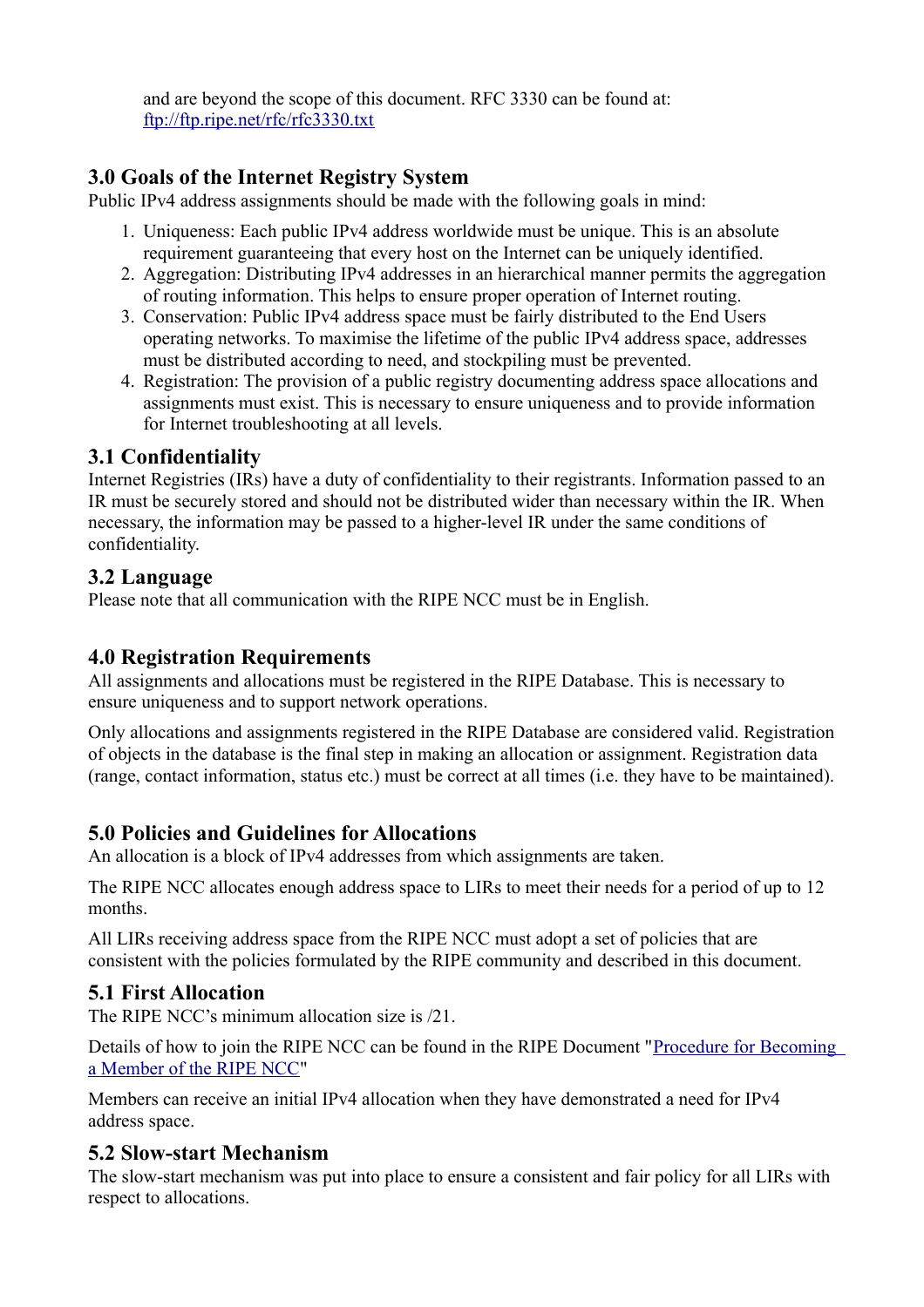and are beyond the scope of this document. RFC 3330 can be found at: [ftp://ftp.ripe.net/rfc/rfc3330.txt](ftp://ftp.ripe.net/rfc/rfc3330.txt)

## 3.0 Goals of the Internet Registry System

Public IPv4 address assignments should be made with the following goals in mind:

1. Uniqueness: Each public IPv4 address worldwide must be unique. This is an absolute requirement guaranteeing that every host on the Internet can be uniquely identified.
2. Aggregation: Distributing IPv4 addresses in an hierarchical manner permits the aggregation of routing information. This helps to ensure proper operation of Internet routing.
3. Conservation: Public IPv4 address space must be fairly distributed to the End Users operating networks. To maximise the lifetime of the public IPv4 address space, addresses must be distributed according to need, and stockpiling must be prevented.
4. Registration: The provision of a public registry documenting address space allocations and assignments must exist. This is necessary to ensure uniqueness and to provide information for Internet troubleshooting at all levels.

### 3.1 Confidentiality

Internet Registries (IRs) have a duty of confidentiality to their registrants. Information passed to an IR must be securely stored and should not be distributed wider than necessary within the IR. When necessary, the information may be passed to a higher-level IR under the same conditions of confidentiality.

### 3.2 Language

Please note that all communication with the RIPE NCC must be in English.

## 4.0 Registration Requirements

All assignments and allocations must be registered in the RIPE Database. This is necessary to ensure uniqueness and to support network operations.

Only allocations and assignments registered in the RIPE Database are considered valid. Registration of objects in the database is the final step in making an allocation or assignment. Registration data (range, contact information, status etc.) must be correct at all times (i.e. they have to be maintained).

## 5.0 Policies and Guidelines for Allocations

An allocation is a block of IPv4 addresses from which assignments are taken.

The RIPE NCC allocates enough address space to LIRs to meet their needs for a period of up to 12 months.

All LIRs receiving address space from the RIPE NCC must adopt a set of policies that are consistent with the policies formulated by the RIPE community and described in this document.

### 5.1 First Allocation

The RIPE NCC's minimum allocation size is /21.

Details of how to join the RIPE NCC can be found in the RIPE Document "Procedure for Becoming a Member of the RIPE NCC"

Members can receive an initial IPv4 allocation when they have demonstrated a need for IPv4 address space.

### 5.2 Slow-start Mechanism

The slow-start mechanism was put into place to ensure a consistent and fair policy for all LIRs with respect to allocations.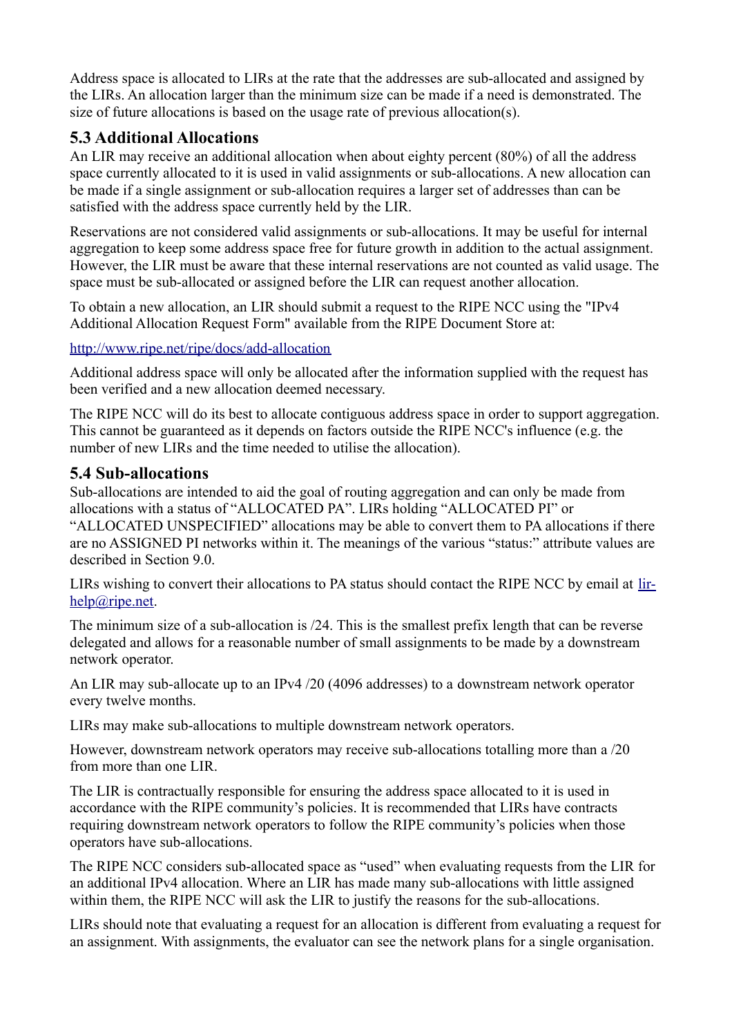Address space is allocated to LIRs at the rate that the addresses are sub-allocated and assigned by the LIRs. An allocation larger than the minimum size can be made if a need is demonstrated. The size of future allocations is based on the usage rate of previous allocation(s).

## 5.3 Additional Allocations

An LIR may receive an additional allocation when about eighty percent (80%) of all the address space currently allocated to it is used in valid assignments or sub-allocations. A new allocation can be made if a single assignment or sub-allocation requires a larger set of addresses than can be satisfied with the address space currently held by the LIR.

Reservations are not considered valid assignments or sub-allocations. It may be useful for internal aggregation to keep some address space free for future growth in addition to the actual assignment. However, the LIR must be aware that these internal reservations are not counted as valid usage. The space must be sub-allocated or assigned before the LIR can request another allocation.

To obtain a new allocation, an LIR should submit a request to the RIPE NCC using the "IPv4 Additional Allocation Request Form" available from the RIPE Document Store at:

[http://www.ripe.net/ripe/docs/add-allocation](http://www.ripe.net/ripe/docs/add-allocation)

Additional address space will only be allocated after the information supplied with the request has been verified and a new allocation deemed necessary.

The RIPE NCC will do its best to allocate contiguous address space in order to support aggregation. This cannot be guaranteed as it depends on factors outside the RIPE NCC's influence (e.g. the number of new LIRs and the time needed to utilise the allocation).

## 5.4 Sub-allocations

Sub-allocations are intended to aid the goal of routing aggregation and can only be made from allocations with a status of "ALLOCATED PA". LIRs holding "ALLOCATED PI" or "ALLOCATED UNSPECIFIED" allocations may be able to convert them to PA allocations if there are no ASSIGNED PI networks within it. The meanings of the various "status:" attribute values are described in Section 9.0.

LIRs wishing to convert their allocations to PA status should contact the RIPE NCC by email at [lir-help@ripe.net](mailto:lir-help@ripe.net).

The minimum size of a sub-allocation is /24. This is the smallest prefix length that can be reverse delegated and allows for a reasonable number of small assignments to be made by a downstream network operator.

An LIR may sub-allocate up to an IPv4 /20 (4096 addresses) to a downstream network operator every twelve months.

LIRs may make sub-allocations to multiple downstream network operators.

However, downstream network operators may receive sub-allocations totalling more than a /20 from more than one LIR.

The LIR is contractually responsible for ensuring the address space allocated to it is used in accordance with the RIPE community's policies. It is recommended that LIRs have contracts requiring downstream network operators to follow the RIPE community's policies when those operators have sub-allocations.

The RIPE NCC considers sub-allocated space as "used" when evaluating requests from the LIR for an additional IPv4 allocation. Where an LIR has made many sub-allocations with little assigned within them, the RIPE NCC will ask the LIR to justify the reasons for the sub-allocations.

LIRs should note that evaluating a request for an allocation is different from evaluating a request for an assignment. With assignments, the evaluator can see the network plans for a single organisation.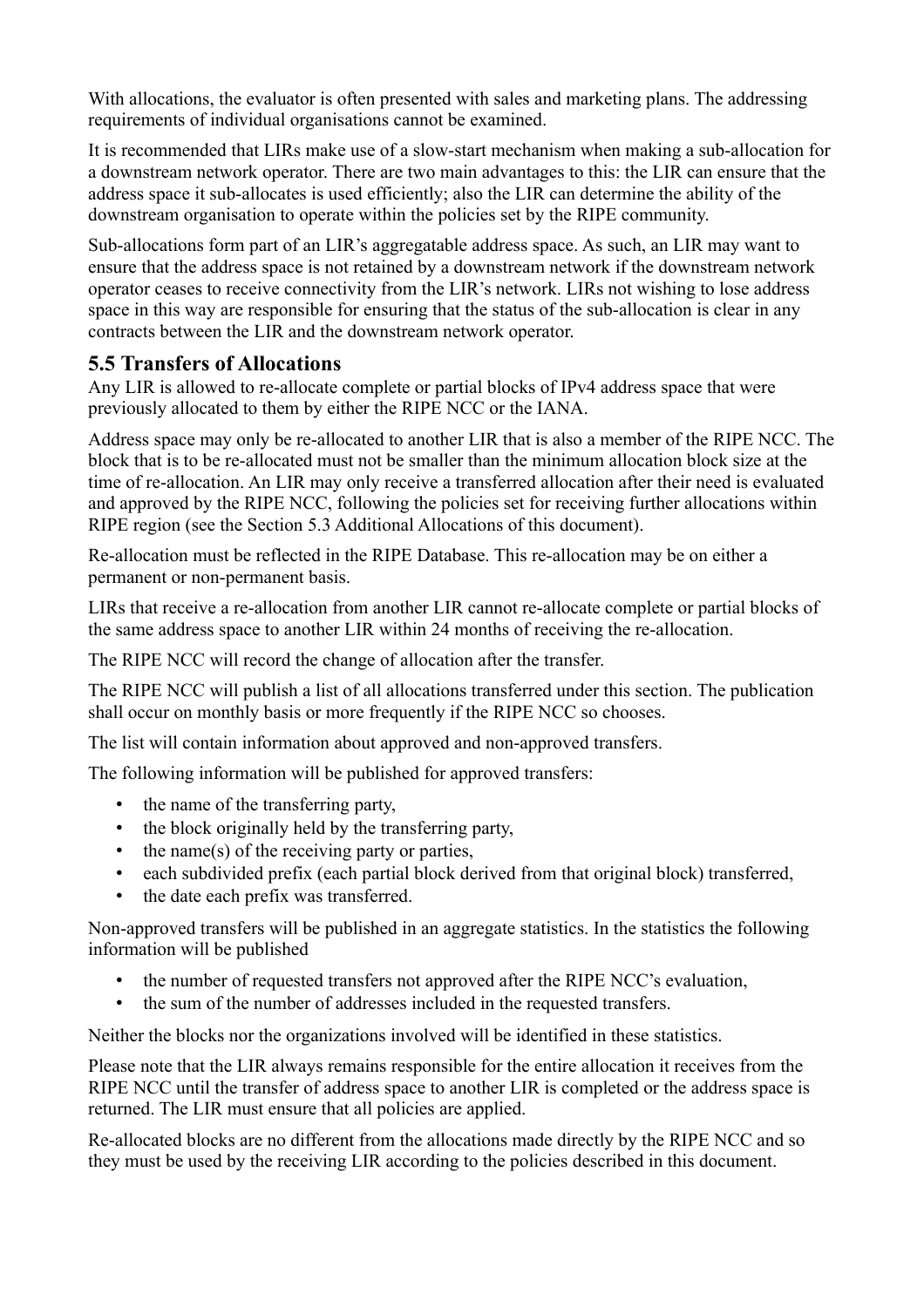With allocations, the evaluator is often presented with sales and marketing plans. The addressing requirements of individual organisations cannot be examined.

It is recommended that LIRs make use of a slow-start mechanism when making a sub-allocation for a downstream network operator. There are two main advantages to this: the LIR can ensure that the address space it sub-allocates is used efficiently; also the LIR can determine the ability of the downstream organisation to operate within the policies set by the RIPE community.

Sub-allocations form part of an LIR's aggregatable address space. As such, an LIR may want to ensure that the address space is not retained by a downstream network if the downstream network operator ceases to receive connectivity from the LIR's network. LIRs not wishing to lose address space in this way are responsible for ensuring that the status of the sub-allocation is clear in any contracts between the LIR and the downstream network operator.

## 5.5 Transfers of Allocations

Any LIR is allowed to re-allocate complete or partial blocks of IPv4 address space that were previously allocated to them by either the RIPE NCC or the IANA.

Address space may only be re-allocated to another LIR that is also a member of the RIPE NCC. The block that is to be re-allocated must not be smaller than the minimum allocation block size at the time of re-allocation. An LIR may only receive a transferred allocation after their need is evaluated and approved by the RIPE NCC, following the policies set for receiving further allocations within RIPE region (see the Section 5.3 Additional Allocations of this document).

Re-allocation must be reflected in the RIPE Database. This re-allocation may be on either a permanent or non-permanent basis.

LIRs that receive a re-allocation from another LIR cannot re-allocate complete or partial blocks of the same address space to another LIR within 24 months of receiving the re-allocation.

The RIPE NCC will record the change of allocation after the transfer.

The RIPE NCC will publish a list of all allocations transferred under this section. The publication shall occur on monthly basis or more frequently if the RIPE NCC so chooses.

The list will contain information about approved and non-approved transfers.

The following information will be published for approved transfers:

- the name of the transferring party,
- the block originally held by the transferring party,
- the name(s) of the receiving party or parties,
- each subdivided prefix (each partial block derived from that original block) transferred,
- the date each prefix was transferred.

Non-approved transfers will be published in an aggregate statistics. In the statistics the following information will be published

- the number of requested transfers not approved after the RIPE NCC's evaluation,
- the sum of the number of addresses included in the requested transfers.

Neither the blocks nor the organizations involved will be identified in these statistics.

Please note that the LIR always remains responsible for the entire allocation it receives from the RIPE NCC until the transfer of address space to another LIR is completed or the address space is returned. The LIR must ensure that all policies are applied.

Re-allocated blocks are no different from the allocations made directly by the RIPE NCC and so they must be used by the receiving LIR according to the policies described in this document.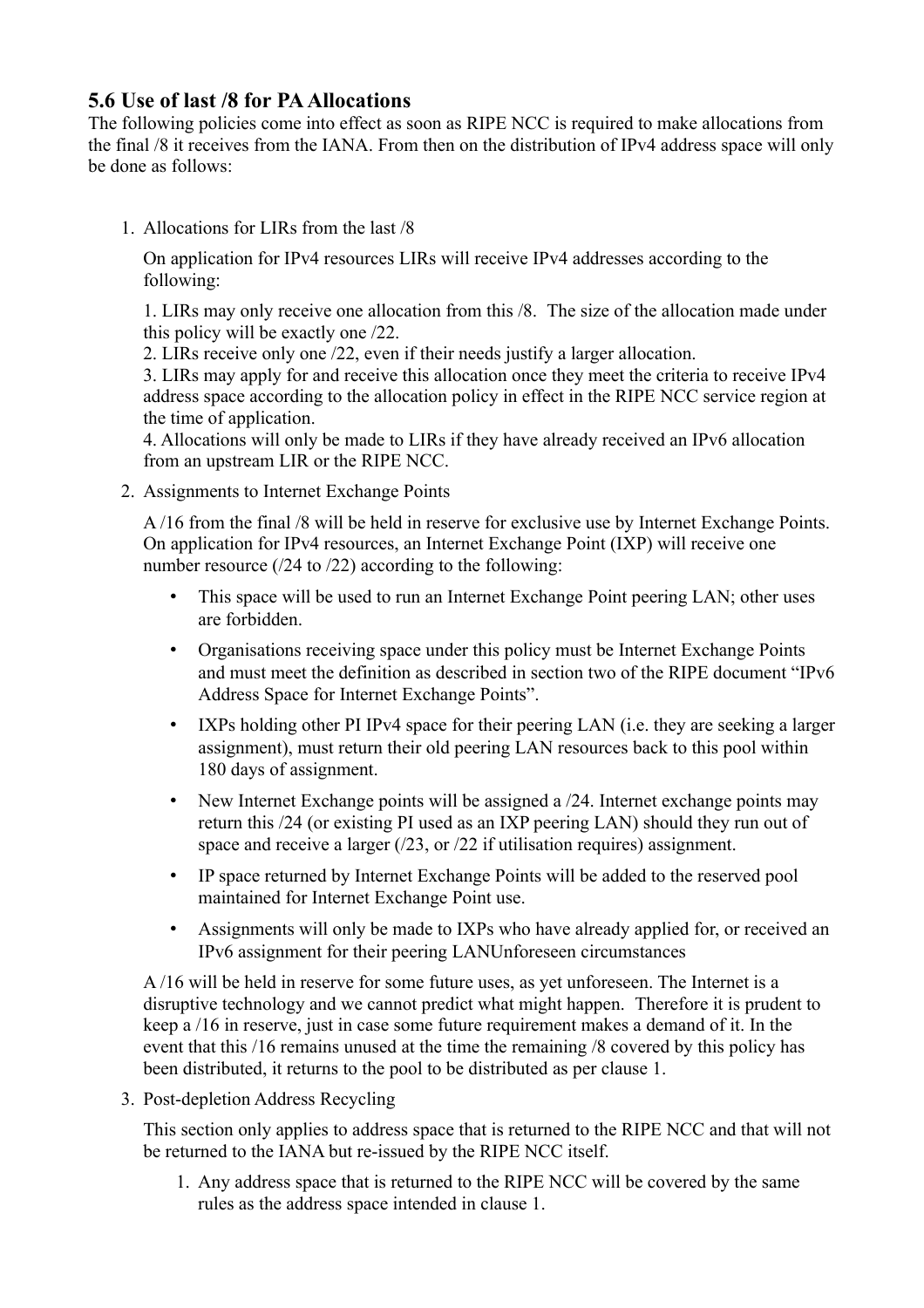### 5.6 Use of last /8 for PA Allocations

The following policies come into effect as soon as RIPE NCC is required to make allocations from the final /8 it receives from the IANA. From then on the distribution of IPv4 address space will only be done as follows:

1. Allocations for LIRs from the last /8

   On application for IPv4 resources LIRs will receive IPv4 addresses according to the following:

   1. LIRs may only receive one allocation from this /8. The size of the allocation made under this policy will be exactly one /22.
   2. LIRs receive only one /22, even if their needs justify a larger allocation.
   3. LIRs may apply for and receive this allocation once they meet the criteria to receive IPv4 address space according to the allocation policy in effect in the RIPE NCC service region at the time of application.
   4. Allocations will only be made to LIRs if they have already received an IPv6 allocation from an upstream LIR or the RIPE NCC.

2. Assignments to Internet Exchange Points

   A /16 from the final /8 will be held in reserve for exclusive use by Internet Exchange Points. On application for IPv4 resources, an Internet Exchange Point (IXP) will receive one number resource (/24 to /22) according to the following:

   - This space will be used to run an Internet Exchange Point peering LAN; other uses are forbidden.
   - Organisations receiving space under this policy must be Internet Exchange Points and must meet the definition as described in section two of the RIPE document "IPv6 Address Space for Internet Exchange Points".
   - IXPs holding other PI IPv4 space for their peering LAN (i.e. they are seeking a larger assignment), must return their old peering LAN resources back to this pool within 180 days of assignment.
   - New Internet Exchange points will be assigned a /24. Internet exchange points may return this /24 (or existing PI used as an IXP peering LAN) should they run out of space and receive a larger (/23, or /22 if utilisation requires) assignment.
   - IP space returned by Internet Exchange Points will be added to the reserved pool maintained for Internet Exchange Point use.
   - Assignments will only be made to IXPs who have already applied for, or received an IPv6 assignment for their peering LANUnforeseen circumstances

   A /16 will be held in reserve for some future uses, as yet unforeseen. The Internet is a disruptive technology and we cannot predict what might happen. Therefore it is prudent to keep a /16 in reserve, just in case some future requirement makes a demand of it. In the event that this /16 remains unused at the time the remaining /8 covered by this policy has been distributed, it returns to the pool to be distributed as per clause 1.

3. Post-depletion Address Recycling

   This section only applies to address space that is returned to the RIPE NCC and that will not be returned to the IANA but re-issued by the RIPE NCC itself.

   1. Any address space that is returned to the RIPE NCC will be covered by the same rules as the address space intended in clause 1.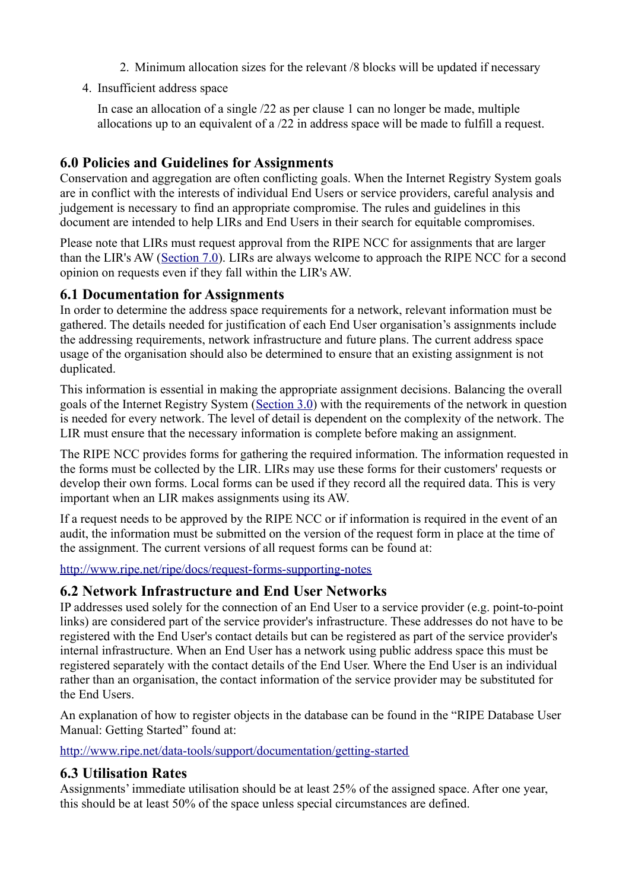2. Minimum allocation sizes for the relevant /8 blocks will be updated if necessary

4. Insufficient address space

   In case an allocation of a single /22 as per clause 1 can no longer be made, multiple allocations up to an equivalent of a /22 in address space will be made to fulfill a request.

## 6.0 Policies and Guidelines for Assignments

Conservation and aggregation are often conflicting goals. When the Internet Registry System goals are in conflict with the interests of individual End Users or service providers, careful analysis and judgement is necessary to find an appropriate compromise. The rules and guidelines in this document are intended to help LIRs and End Users in their search for equitable compromises.

Please note that LIRs must request approval from the RIPE NCC for assignments that are larger than the LIR's AW (Section 7.0). LIRs are always welcome to approach the RIPE NCC for a second opinion on requests even if they fall within the LIR's AW.

### 6.1 Documentation for Assignments

In order to determine the address space requirements for a network, relevant information must be gathered. The details needed for justification of each End User organisation's assignments include the addressing requirements, network infrastructure and future plans. The current address space usage of the organisation should also be determined to ensure that an existing assignment is not duplicated.

This information is essential in making the appropriate assignment decisions. Balancing the overall goals of the Internet Registry System (Section 3.0) with the requirements of the network in question is needed for every network. The level of detail is dependent on the complexity of the network. The LIR must ensure that the necessary information is complete before making an assignment.

The RIPE NCC provides forms for gathering the required information. The information requested in the forms must be collected by the LIR. LIRs may use these forms for their customers' requests or develop their own forms. Local forms can be used if they record all the required data. This is very important when an LIR makes assignments using its AW.

If a request needs to be approved by the RIPE NCC or if information is required in the event of an audit, the information must be submitted on the version of the request form in place at the time of the assignment. The current versions of all request forms can be found at:

http://www.ripe.net/ripe/docs/request-forms-supporting-notes

### 6.2 Network Infrastructure and End User Networks

IP addresses used solely for the connection of an End User to a service provider (e.g. point-to-point links) are considered part of the service provider's infrastructure. These addresses do not have to be registered with the End User's contact details but can be registered as part of the service provider's internal infrastructure. When an End User has a network using public address space this must be registered separately with the contact details of the End User. Where the End User is an individual rather than an organisation, the contact information of the service provider may be substituted for the End Users.

An explanation of how to register objects in the database can be found in the "RIPE Database User Manual: Getting Started" found at:

http://www.ripe.net/data-tools/support/documentation/getting-started

### 6.3 Utilisation Rates

Assignments' immediate utilisation should be at least 25% of the assigned space. After one year, this should be at least 50% of the space unless special circumstances are defined.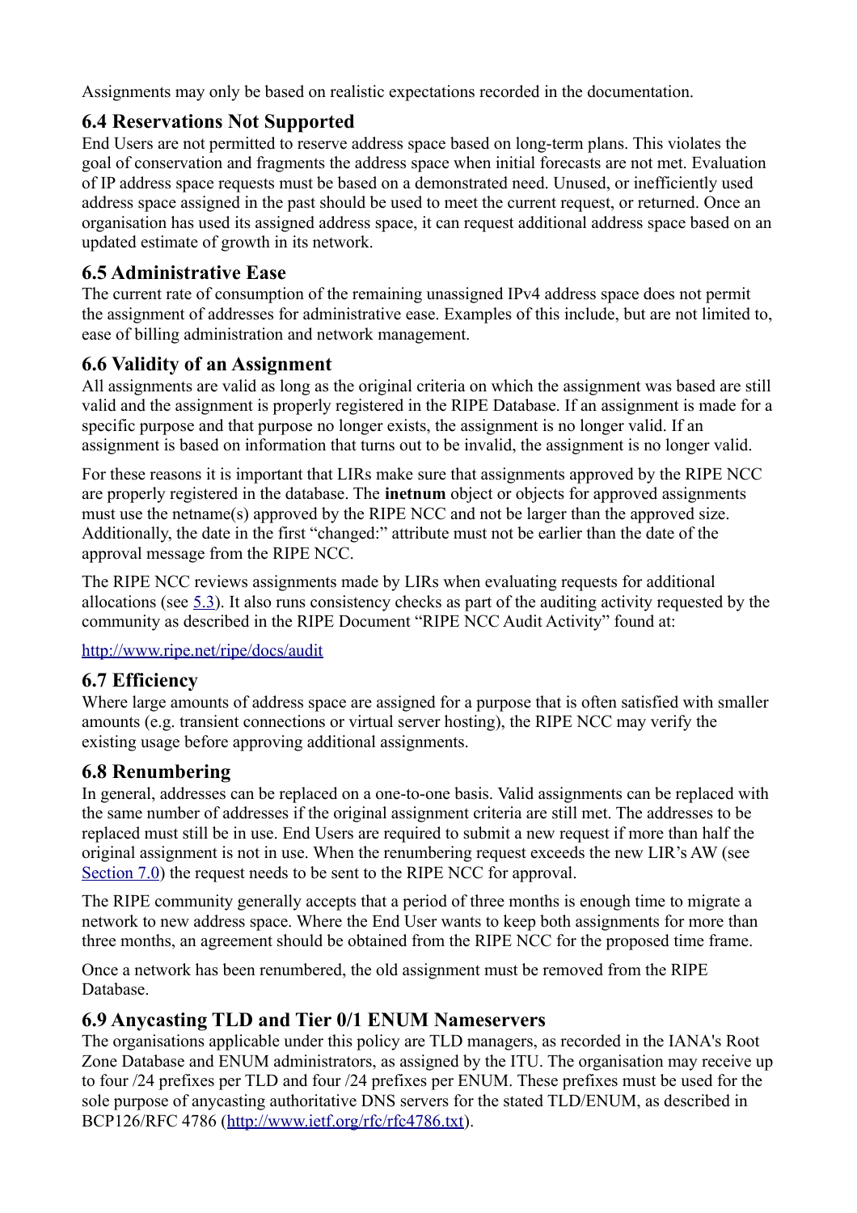Assignments may only be based on realistic expectations recorded in the documentation.

## 6.4 Reservations Not Supported

End Users are not permitted to reserve address space based on long-term plans. This violates the goal of conservation and fragments the address space when initial forecasts are not met. Evaluation of IP address space requests must be based on a demonstrated need. Unused, or inefficiently used address space assigned in the past should be used to meet the current request, or returned. Once an organisation has used its assigned address space, it can request additional address space based on an updated estimate of growth in its network.

## 6.5 Administrative Ease

The current rate of consumption of the remaining unassigned IPv4 address space does not permit the assignment of addresses for administrative ease. Examples of this include, but are not limited to, ease of billing administration and network management.

## 6.6 Validity of an Assignment

All assignments are valid as long as the original criteria on which the assignment was based are still valid and the assignment is properly registered in the RIPE Database. If an assignment is made for a specific purpose and that purpose no longer exists, the assignment is no longer valid. If an assignment is based on information that turns out to be invalid, the assignment is no longer valid.

For these reasons it is important that LIRs make sure that assignments approved by the RIPE NCC are properly registered in the database. The **inetnum** object or objects for approved assignments must use the netname(s) approved by the RIPE NCC and not be larger than the approved size. Additionally, the date in the first "changed:" attribute must not be earlier than the date of the approval message from the RIPE NCC.

The RIPE NCC reviews assignments made by LIRs when evaluating requests for additional allocations (see [5.3](#)). It also runs consistency checks as part of the auditing activity requested by the community as described in the RIPE Document "RIPE NCC Audit Activity" found at:

[http://www.ripe.net/ripe/docs/audit](http://www.ripe.net/ripe/docs/audit)

## 6.7 Efficiency

Where large amounts of address space are assigned for a purpose that is often satisfied with smaller amounts (e.g. transient connections or virtual server hosting), the RIPE NCC may verify the existing usage before approving additional assignments.

## 6.8 Renumbering

In general, addresses can be replaced on a one-to-one basis. Valid assignments can be replaced with the same number of addresses if the original assignment criteria are still met. The addresses to be replaced must still be in use. End Users are required to submit a new request if more than half the original assignment is not in use. When the renumbering request exceeds the new LIR's AW (see [Section 7.0](#)) the request needs to be sent to the RIPE NCC for approval.

The RIPE community generally accepts that a period of three months is enough time to migrate a network to new address space. Where the End User wants to keep both assignments for more than three months, an agreement should be obtained from the RIPE NCC for the proposed time frame.

Once a network has been renumbered, the old assignment must be removed from the RIPE Database.

## 6.9 Anycasting TLD and Tier 0/1 ENUM Nameservers

The organisations applicable under this policy are TLD managers, as recorded in the IANA's Root Zone Database and ENUM administrators, as assigned by the ITU. The organisation may receive up to four /24 prefixes per TLD and four /24 prefixes per ENUM. These prefixes must be used for the sole purpose of anycasting authoritative DNS servers for the stated TLD/ENUM, as described in BCP126/RFC 4786 ([http://www.ietf.org/rfc/rfc4786.txt](http://www.ietf.org/rfc/rfc4786.txt)).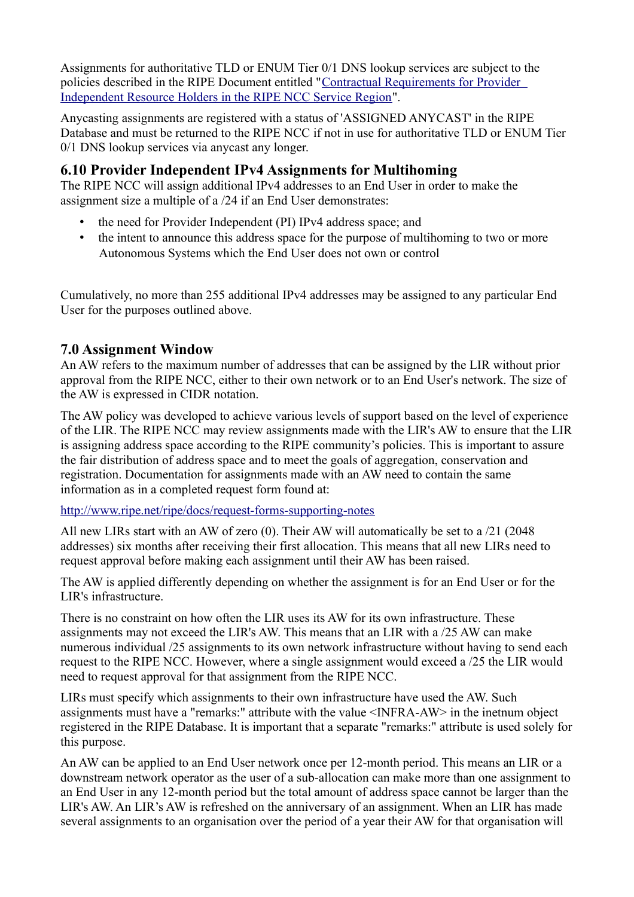Assignments for authoritative TLD or ENUM Tier 0/1 DNS lookup services are subject to the policies described in the RIPE Document entitled "[Contractual Requirements for Provider Independent Resource Holders in the RIPE NCC Service Region]".

Anycasting assignments are registered with a status of 'ASSIGNED ANYCAST' in the RIPE Database and must be returned to the RIPE NCC if not in use for authoritative TLD or ENUM Tier 0/1 DNS lookup services via anycast any longer.

### 6.10 Provider Independent IPv4 Assignments for Multihoming

The RIPE NCC will assign additional IPv4 addresses to an End User in order to make the assignment size a multiple of a /24 if an End User demonstrates:

- the need for Provider Independent (PI) IPv4 address space; and
- the intent to announce this address space for the purpose of multihoming to two or more Autonomous Systems which the End User does not own or control

Cumulatively, no more than 255 additional IPv4 addresses may be assigned to any particular End User for the purposes outlined above.

## 7.0 Assignment Window

An AW refers to the maximum number of addresses that can be assigned by the LIR without prior approval from the RIPE NCC, either to their own network or to an End User's network. The size of the AW is expressed in CIDR notation.

The AW policy was developed to achieve various levels of support based on the level of experience of the LIR. The RIPE NCC may review assignments made with the LIR's AW to ensure that the LIR is assigning address space according to the RIPE community's policies. This is important to assure the fair distribution of address space and to meet the goals of aggregation, conservation and registration. Documentation for assignments made with an AW need to contain the same information as in a completed request form found at:

http://www.ripe.net/ripe/docs/request-forms-supporting-notes

All new LIRs start with an AW of zero (0). Their AW will automatically be set to a /21 (2048 addresses) six months after receiving their first allocation. This means that all new LIRs need to request approval before making each assignment until their AW has been raised.

The AW is applied differently depending on whether the assignment is for an End User or for the LIR's infrastructure.

There is no constraint on how often the LIR uses its AW for its own infrastructure. These assignments may not exceed the LIR's AW. This means that an LIR with a /25 AW can make numerous individual /25 assignments to its own network infrastructure without having to send each request to the RIPE NCC. However, where a single assignment would exceed a /25 the LIR would need to request approval for that assignment from the RIPE NCC.

LIRs must specify which assignments to their own infrastructure have used the AW. Such assignments must have a "remarks:" attribute with the value <INFRA-AW> in the inetnum object registered in the RIPE Database. It is important that a separate "remarks:" attribute is used solely for this purpose.

An AW can be applied to an End User network once per 12-month period. This means an LIR or a downstream network operator as the user of a sub-allocation can make more than one assignment to an End User in any 12-month period but the total amount of address space cannot be larger than the LIR's AW. An LIR's AW is refreshed on the anniversary of an assignment. When an LIR has made several assignments to an organisation over the period of a year their AW for that organisation will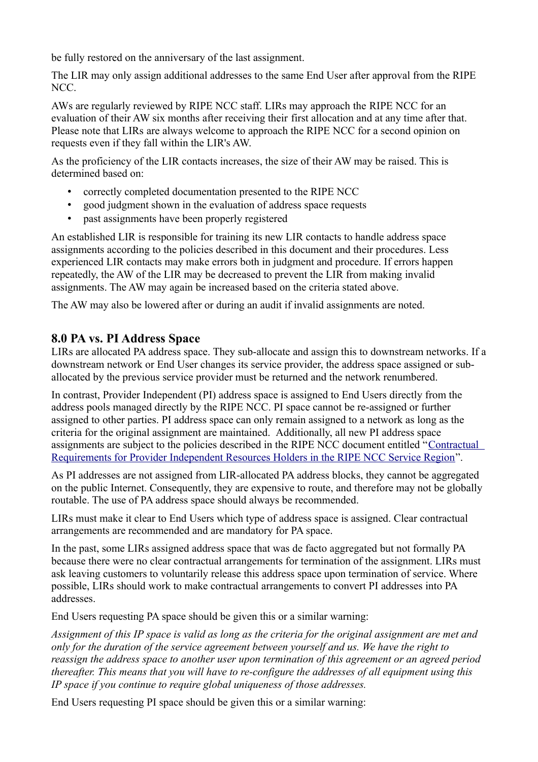be fully restored on the anniversary of the last assignment.

The LIR may only assign additional addresses to the same End User after approval from the RIPE NCC.

AWs are regularly reviewed by RIPE NCC staff. LIRs may approach the RIPE NCC for an evaluation of their AW six months after receiving their first allocation and at any time after that. Please note that LIRs are always welcome to approach the RIPE NCC for a second opinion on requests even if they fall within the LIR's AW.

As the proficiency of the LIR contacts increases, the size of their AW may be raised. This is determined based on:

- correctly completed documentation presented to the RIPE NCC
- good judgment shown in the evaluation of address space requests
- past assignments have been properly registered

An established LIR is responsible for training its new LIR contacts to handle address space assignments according to the policies described in this document and their procedures. Less experienced LIR contacts may make errors both in judgment and procedure. If errors happen repeatedly, the AW of the LIR may be decreased to prevent the LIR from making invalid assignments. The AW may again be increased based on the criteria stated above.

The AW may also be lowered after or during an audit if invalid assignments are noted.

## 8.0 PA vs. PI Address Space

LIRs are allocated PA address space. They sub-allocate and assign this to downstream networks. If a downstream network or End User changes its service provider, the address space assigned or sub-allocated by the previous service provider must be returned and the network renumbered.

In contrast, Provider Independent (PI) address space is assigned to End Users directly from the address pools managed directly by the RIPE NCC. PI space cannot be re-assigned or further assigned to other parties. PI address space can only remain assigned to a network as long as the criteria for the original assignment are maintained. Additionally, all new PI address space assignments are subject to the policies described in the RIPE NCC document entitled "Contractual Requirements for Provider Independent Resources Holders in the RIPE NCC Service Region".

As PI addresses are not assigned from LIR-allocated PA address blocks, they cannot be aggregated on the public Internet. Consequently, they are expensive to route, and therefore may not be globally routable. The use of PA address space should always be recommended.

LIRs must make it clear to End Users which type of address space is assigned. Clear contractual arrangements are recommended and are mandatory for PA space.

In the past, some LIRs assigned address space that was de facto aggregated but not formally PA because there were no clear contractual arrangements for termination of the assignment. LIRs must ask leaving customers to voluntarily release this address space upon termination of service. Where possible, LIRs should work to make contractual arrangements to convert PI addresses into PA addresses.

End Users requesting PA space should be given this or a similar warning:

*Assignment of this IP space is valid as long as the criteria for the original assignment are met and only for the duration of the service agreement between yourself and us. We have the right to reassign the address space to another user upon termination of this agreement or an agreed period thereafter. This means that you will have to re-configure the addresses of all equipment using this IP space if you continue to require global uniqueness of those addresses.*

End Users requesting PI space should be given this or a similar warning: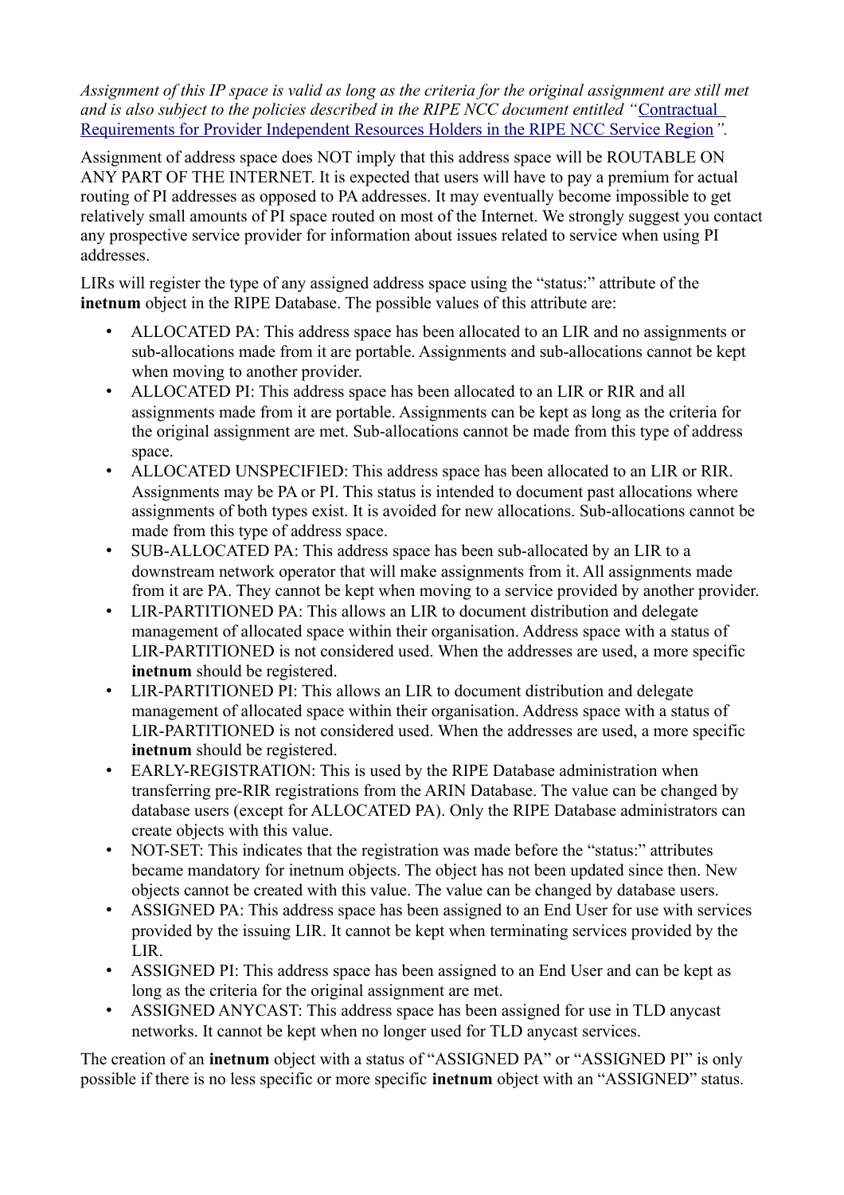*Assignment of this IP space is valid as long as the criteria for the original assignment are still met and is also subject to the policies described in the RIPE NCC document entitled "[Contractual Requirements for Provider Independent Resources Holders in the RIPE NCC Service Region](Contractual Requirements for Provider Independent Resources Holders in the RIPE NCC Service Region)".*

Assignment of address space does NOT imply that this address space will be ROUTABLE ON ANY PART OF THE INTERNET. It is expected that users will have to pay a premium for actual routing of PI addresses as opposed to PA addresses. It may eventually become impossible to get relatively small amounts of PI space routed on most of the Internet. We strongly suggest you contact any prospective service provider for information about issues related to service when using PI addresses.

LIRs will register the type of any assigned address space using the "status:" attribute of the **inetnum** object in the RIPE Database. The possible values of this attribute are:

- ALLOCATED PA: This address space has been allocated to an LIR and no assignments or sub-allocations made from it are portable. Assignments and sub-allocations cannot be kept when moving to another provider.
- ALLOCATED PI: This address space has been allocated to an LIR or RIR and all assignments made from it are portable. Assignments can be kept as long as the criteria for the original assignment are met. Sub-allocations cannot be made from this type of address space.
- ALLOCATED UNSPECIFIED: This address space has been allocated to an LIR or RIR. Assignments may be PA or PI. This status is intended to document past allocations where assignments of both types exist. It is avoided for new allocations. Sub-allocations cannot be made from this type of address space.
- SUB-ALLOCATED PA: This address space has been sub-allocated by an LIR to a downstream network operator that will make assignments from it. All assignments made from it are PA. They cannot be kept when moving to a service provided by another provider.
- LIR-PARTITIONED PA: This allows an LIR to document distribution and delegate management of allocated space within their organisation. Address space with a status of LIR-PARTITIONED is not considered used. When the addresses are used, a more specific **inetnum** should be registered.
- LIR-PARTITIONED PI: This allows an LIR to document distribution and delegate management of allocated space within their organisation. Address space with a status of LIR-PARTITIONED is not considered used. When the addresses are used, a more specific **inetnum** should be registered.
- EARLY-REGISTRATION: This is used by the RIPE Database administration when transferring pre-RIR registrations from the ARIN Database. The value can be changed by database users (except for ALLOCATED PA). Only the RIPE Database administrators can create objects with this value.
- NOT-SET: This indicates that the registration was made before the "status:" attributes became mandatory for inetnum objects. The object has not been updated since then. New objects cannot be created with this value. The value can be changed by database users.
- ASSIGNED PA: This address space has been assigned to an End User for use with services provided by the issuing LIR. It cannot be kept when terminating services provided by the LIR.
- ASSIGNED PI: This address space has been assigned to an End User and can be kept as long as the criteria for the original assignment are met.
- ASSIGNED ANYCAST: This address space has been assigned for use in TLD anycast networks. It cannot be kept when no longer used for TLD anycast services.

The creation of an **inetnum** object with a status of "ASSIGNED PA" or "ASSIGNED PI" is only possible if there is no less specific or more specific **inetnum** object with an "ASSIGNED" status.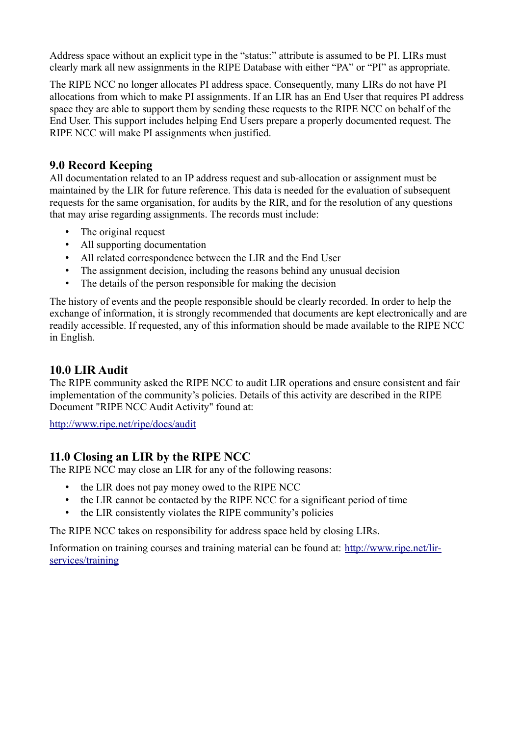Address space without an explicit type in the “status:” attribute is assumed to be PI. LIRs must clearly mark all new assignments in the RIPE Database with either “PA” or “PI” as appropriate.

The RIPE NCC no longer allocates PI address space. Consequently, many LIRs do not have PI allocations from which to make PI assignments. If an LIR has an End User that requires PI address space they are able to support them by sending these requests to the RIPE NCC on behalf of the End User. This support includes helping End Users prepare a properly documented request. The RIPE NCC will make PI assignments when justified.

## 9.0 Record Keeping

All documentation related to an IP address request and sub-allocation or assignment must be maintained by the LIR for future reference. This data is needed for the evaluation of subsequent requests for the same organisation, for audits by the RIR, and for the resolution of any questions that may arise regarding assignments. The records must include:

- The original request
- All supporting documentation
- All related correspondence between the LIR and the End User
- The assignment decision, including the reasons behind any unusual decision
- The details of the person responsible for making the decision

The history of events and the people responsible should be clearly recorded. In order to help the exchange of information, it is strongly recommended that documents are kept electronically and are readily accessible. If requested, any of this information should be made available to the RIPE NCC in English.

## 10.0 LIR Audit

The RIPE community asked the RIPE NCC to audit LIR operations and ensure consistent and fair implementation of the community’s policies. Details of this activity are described in the RIPE Document "RIPE NCC Audit Activity" found at:

http://www.ripe.net/ripe/docs/audit

## 11.0 Closing an LIR by the RIPE NCC

The RIPE NCC may close an LIR for any of the following reasons:

- the LIR does not pay money owed to the RIPE NCC
- the LIR cannot be contacted by the RIPE NCC for a significant period of time
- the LIR consistently violates the RIPE community’s policies

The RIPE NCC takes on responsibility for address space held by closing LIRs.

Information on training courses and training material can be found at: http://www.ripe.net/lir-services/training